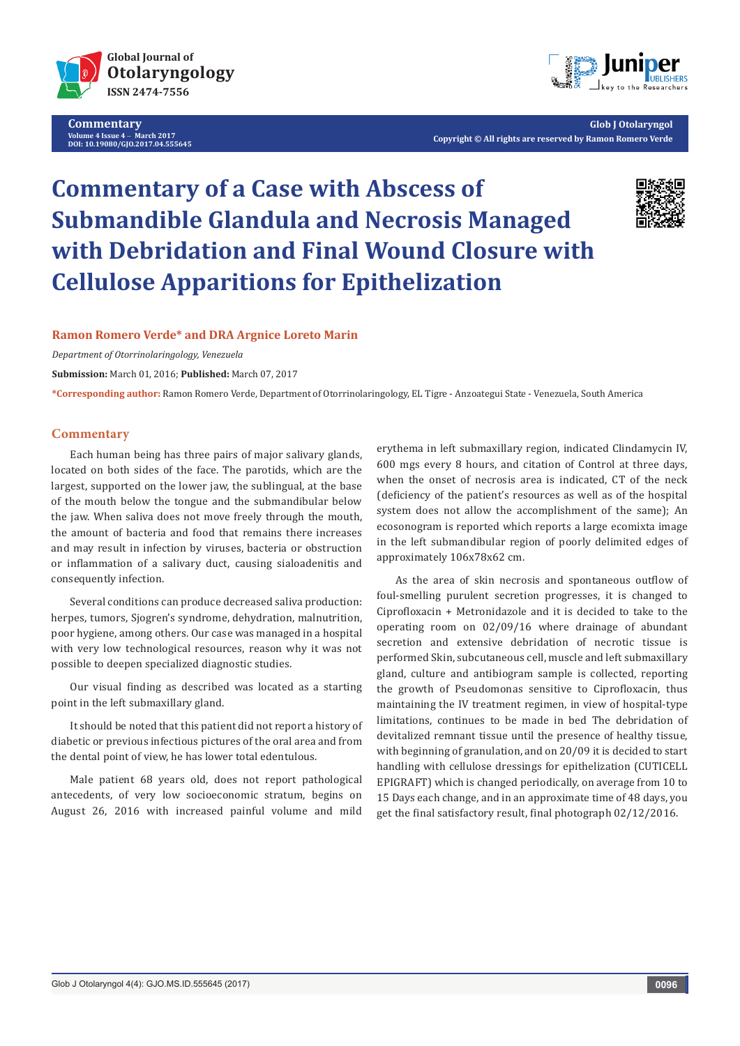# Commentary of a Case with Abscess of Submandible Glandula and Necrosis Managed with Debridation and Final Wound Closure with Cellulose Apparitions for Epithelization

**Ramon Romero Verde\* and DRA Argnice Loreto Marin**

*Department of Otorrinolaringology, Venezuela*

**Submission:** March 01, 2016; **Published:** March 07, 2017

**\*Corresponding author:** Ramon Romero Verde, Department of Otorrinolaringology, EL Tigre - Anzoategui State - Venezuela, South America

## Commentary

Each human being has three pairs of major salivary glands, located on both sides of the face. The parotids, which are the largest, supported on the lower jaw, the sublingual, at the base of the mouth below the tongue and the submandibular below the jaw. When saliva does not move freely through the mouth, the amount of bacteria and food that remains there increases and may result in infection by viruses, bacteria or obstruction or inflammation of a salivary duct, causing sialoadenitis and consequently infection.

Several conditions can produce decreased saliva production: herpes, tumors, Sjogren's syndrome, dehydration, malnutrition, poor hygiene, among others. Our case was managed in a hospital with very low technological resources, reason why it was not possible to deepen specialized diagnostic studies.

Our visual finding as described was located as a starting point in the left submaxillary gland.

It should be noted that this patient did not report a history of diabetic or previous infectious pictures of the oral area and from the dental point of view, he has lower total edentulous.

Male patient 68 years old, does not report pathological antecedents, of very low socioeconomic stratum, begins on August 26, 2016 with increased painful volume and mild erythema in left submaxillary region, indicated Clindamycin IV, 600 mgs every 8 hours, and citation of Control at three days, when the onset of necrosis area is indicated, CT of the neck (deficiency of the patient's resources as well as of the hospital system does not allow the accomplishment of the same); An ecosonogram is reported which reports a large ecomixta image in the left submandibular region of poorly delimited edges of approximately 106x78x62 cm.

As the area of skin necrosis and spontaneous outflow of foul-smelling purulent secretion progresses, it is changed to Ciprofloxacin + Metronidazole and it is decided to take to the operating room on 02/09/16 where drainage of abundant secretion and extensive debridement of necrotic tissue is performed Skin, subcutaneous cell, muscle and left submaxillary gland, culture and antibiogram sample is collected, reporting the growth of Pseudomonas sensitive to Ciprofloxacin, thus maintaining the IV treatment regimen, in view of hospital-type limitations, continues to be made in bed The debridation of devitalized remnant tissue until the presence of healthy tissue, with beginning of granulation, and on 20/09 it is decided to start handling with cellulose dressings for epithelization (CUTICELL EPIGRAFT) which is changed periodically, on average from 10 to 15 Days each change, and in an approximate time of 48 days, you get the final satisfactory result, final photograph 02/12/2016.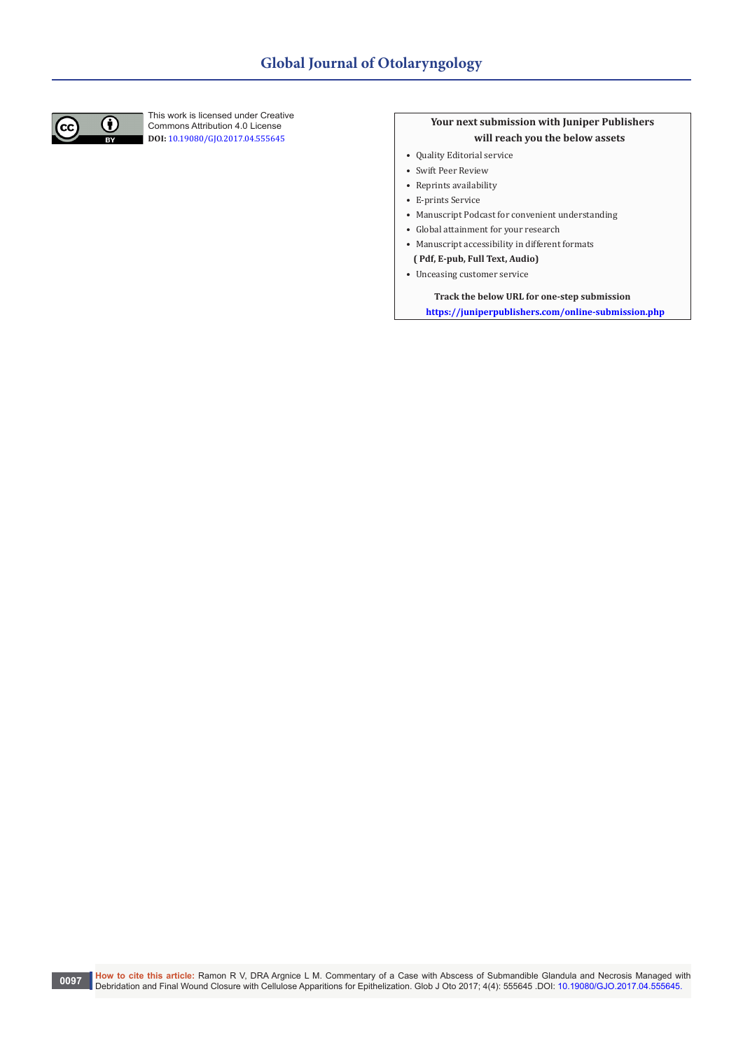This work is licensed under Creative Commons Attribution 4.0 License
**DOI:** 10.19080/GJO.2017.04.555645

**Your next submission with Juniper Publishers will reach you the below assets**

- Quality Editorial service
- Swift Peer Review
- Reprints availability
- E-prints Service
- Manuscript Podcast for convenient understanding
- Global attainment for your research
- Manuscript accessibility in different formats
  **( Pdf, E-pub, Full Text, Audio)**
- Unceasing customer service

**Track the below URL for one-step submission**
**https://juniperpublishers.com/online-submission.php**

**How to cite this article:** Ramon R V, DRA Argnice L M. Commentary of a Case with Abscess of Submandible Glandula and Necrosis Managed with Debridation and Final Wound Closure with Cellulose Apparitions for Epithelization. Glob J Oto 2017; 4(4): 555645 .DOI: 10.19080/GJO.2017.04.555645.